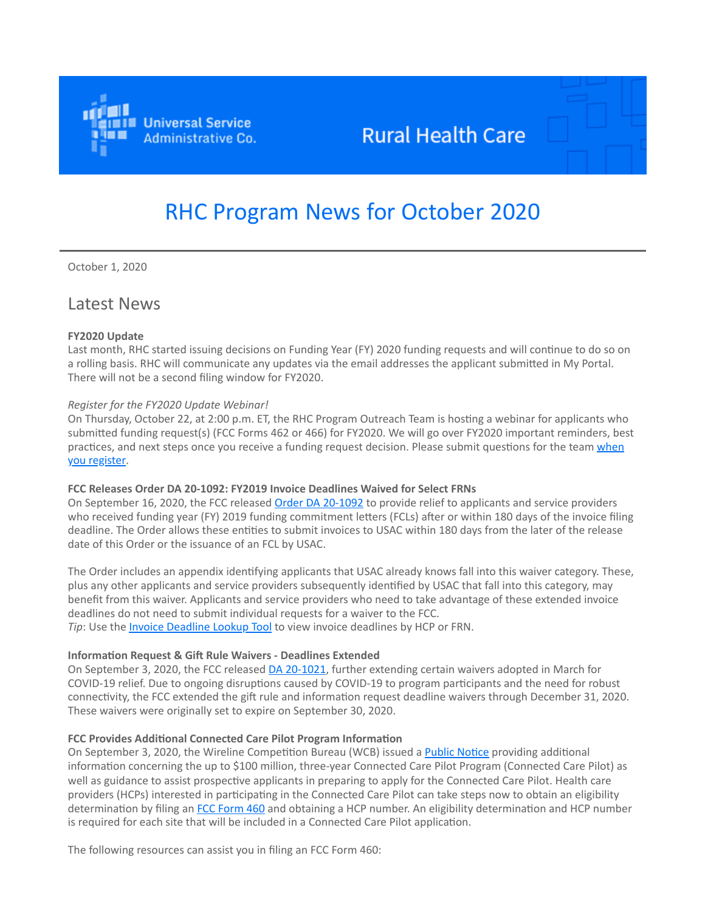Universal Service Administrative Co.

Rural Health Care

# RHC Program News for October 2020

October 1, 2020

## Latest News

**FY2020 Update**
Last month, RHC started issuing decisions on Funding Year (FY) 2020 funding requests and will continue to do so on a rolling basis. RHC will communicate any updates via the email addresses the applicant submitted in My Portal. There will not be a second filing window for FY2020.

*Register for the FY2020 Update Webinar!*
On Thursday, October 22, at 2:00 p.m. ET, the RHC Program Outreach Team is hosting a webinar for applicants who submitted funding request(s) (FCC Forms 462 or 466) for FY2020. We will go over FY2020 important reminders, best practices, and next steps once you receive a funding request decision. Please submit questions for the team when you register.

**FCC Releases Order DA 20-1092: FY2019 Invoice Deadlines Waived for Select FRNs**
On September 16, 2020, the FCC released Order DA 20-1092 to provide relief to applicants and service providers who received funding year (FY) 2019 funding commitment letters (FCLs) after or within 180 days of the invoice filing deadline. The Order allows these entities to submit invoices to USAC within 180 days from the later of the release date of this Order or the issuance of an FCL by USAC.

The Order includes an appendix identifying applicants that USAC already knows fall into this waiver category. These, plus any other applicants and service providers subsequently identified by USAC that fall into this category, may benefit from this waiver. Applicants and service providers who need to take advantage of these extended invoice deadlines do not need to submit individual requests for a waiver to the FCC.
*Tip*: Use the Invoice Deadline Lookup Tool to view invoice deadlines by HCP or FRN.

**Information Request & Gift Rule Waivers - Deadlines Extended**
On September 3, 2020, the FCC released DA 20-1021, further extending certain waivers adopted in March for COVID-19 relief. Due to ongoing disruptions caused by COVID-19 to program participants and the need for robust connectivity, the FCC extended the gift rule and information request deadline waivers through December 31, 2020. These waivers were originally set to expire on September 30, 2020.

**FCC Provides Additional Connected Care Pilot Program Information**
On September 3, 2020, the Wireline Competition Bureau (WCB) issued a Public Notice providing additional information concerning the up to $100 million, three-year Connected Care Pilot Program (Connected Care Pilot) as well as guidance to assist prospective applicants in preparing to apply for the Connected Care Pilot. Health care providers (HCPs) interested in participating in the Connected Care Pilot can take steps now to obtain an eligibility determination by filing an FCC Form 460 and obtaining a HCP number. An eligibility determination and HCP number is required for each site that will be included in a Connected Care Pilot application.

The following resources can assist you in filing an FCC Form 460: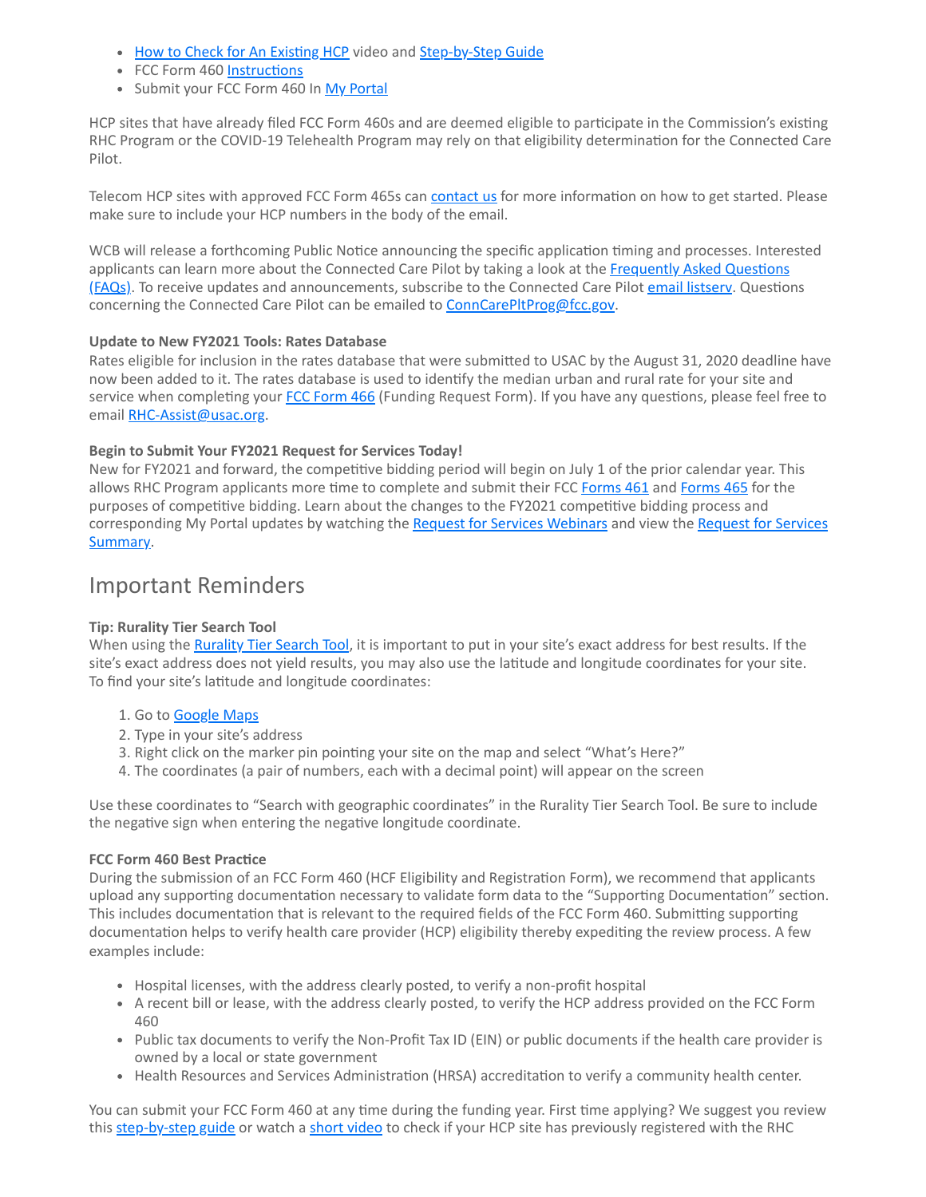- How to Check for An Existing HCP video and Step-by-Step Guide
- FCC Form 460 Instructions
- Submit your FCC Form 460 In My Portal

HCP sites that have already filed FCC Form 460s and are deemed eligible to participate in the Commission's existing RHC Program or the COVID-19 Telehealth Program may rely on that eligibility determination for the Connected Care Pilot.

Telecom HCP sites with approved FCC Form 465s can contact us for more information on how to get started. Please make sure to include your HCP numbers in the body of the email.

WCB will release a forthcoming Public Notice announcing the specific application timing and processes. Interested applicants can learn more about the Connected Care Pilot by taking a look at the Frequently Asked Questions (FAQs). To receive updates and announcements, subscribe to the Connected Care Pilot email listserv. Questions concerning the Connected Care Pilot can be emailed to ConnCarePltProg@fcc.gov.

**Update to New FY2021 Tools: Rates Database**
Rates eligible for inclusion in the rates database that were submitted to USAC by the August 31, 2020 deadline have now been added to it. The rates database is used to identify the median urban and rural rate for your site and service when completing your FCC Form 466 (Funding Request Form). If you have any questions, please feel free to email RHC-Assist@usac.org.

**Begin to Submit Your FY2021 Request for Services Today!**
New for FY2021 and forward, the competitive bidding period will begin on July 1 of the prior calendar year. This allows RHC Program applicants more time to complete and submit their FCC Forms 461 and Forms 465 for the purposes of competitive bidding. Learn about the changes to the FY2021 competitive bidding process and corresponding My Portal updates by watching the Request for Services Webinars and view the Request for Services Summary.

## Important Reminders

**Tip: Rurality Tier Search Tool**
When using the Rurality Tier Search Tool, it is important to put in your site's exact address for best results. If the site's exact address does not yield results, you may also use the latitude and longitude coordinates for your site. To find your site's latitude and longitude coordinates:

1. Go to Google Maps
2. Type in your site's address
3. Right click on the marker pin pointing your site on the map and select "What's Here?"
4. The coordinates (a pair of numbers, each with a decimal point) will appear on the screen

Use these coordinates to "Search with geographic coordinates" in the Rurality Tier Search Tool. Be sure to include the negative sign when entering the negative longitude coordinate.

**FCC Form 460 Best Practice**
During the submission of an FCC Form 460 (HCF Eligibility and Registration Form), we recommend that applicants upload any supporting documentation necessary to validate form data to the "Supporting Documentation" section. This includes documentation that is relevant to the required fields of the FCC Form 460. Submitting supporting documentation helps to verify health care provider (HCP) eligibility thereby expediting the review process. A few examples include:

- Hospital licenses, with the address clearly posted, to verify a non-profit hospital
- A recent bill or lease, with the address clearly posted, to verify the HCP address provided on the FCC Form 460
- Public tax documents to verify the Non-Profit Tax ID (EIN) or public documents if the health care provider is owned by a local or state government
- Health Resources and Services Administration (HRSA) accreditation to verify a community health center.

You can submit your FCC Form 460 at any time during the funding year. First time applying? We suggest you review this step-by-step guide or watch a short video to check if your HCP site has previously registered with the RHC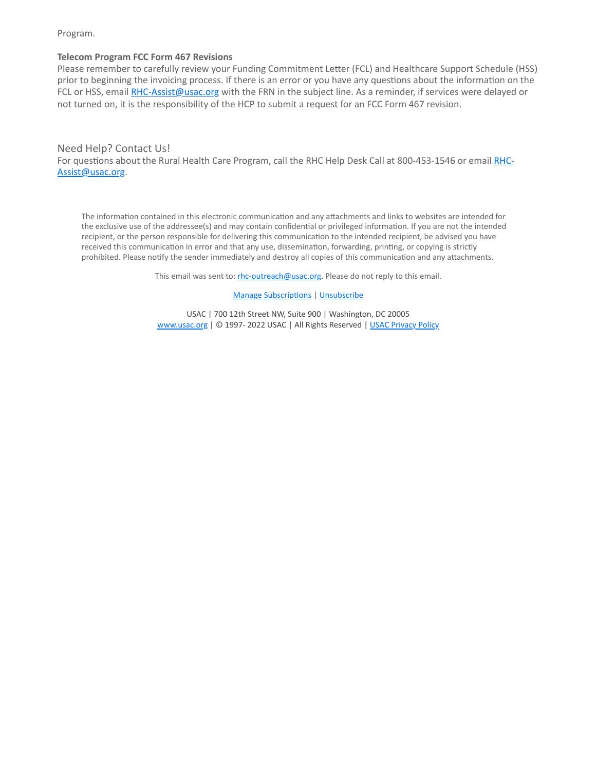Program.

**Telecom Program FCC Form 467 Revisions**

Please remember to carefully review your Funding Commitment Letter (FCL) and Healthcare Support Schedule (HSS) prior to beginning the invoicing process. If there is an error or you have any questions about the information on the FCL or HSS, email RHC-Assist@usac.org with the FRN in the subject line. As a reminder, if services were delayed or not turned on, it is the responsibility of the HCP to submit a request for an FCC Form 467 revision.

## Need Help? Contact Us!

For questions about the Rural Health Care Program, call the RHC Help Desk Call at 800-453-1546 or email RHC-Assist@usac.org.

The information contained in this electronic communication and any attachments and links to websites are intended for the exclusive use of the addressee(s) and may contain confidential or privileged information. If you are not the intended recipient, or the person responsible for delivering this communication to the intended recipient, be advised you have received this communication in error and that any use, dissemination, forwarding, printing, or copying is strictly prohibited. Please notify the sender immediately and destroy all copies of this communication and any attachments.

This email was sent to: rhc-outreach@usac.org. Please do not reply to this email.

Manage Subscriptions | Unsubscribe

USAC | 700 12th Street NW, Suite 900 | Washington, DC 20005
www.usac.org | © 1997- 2022 USAC | All Rights Reserved | USAC Privacy Policy